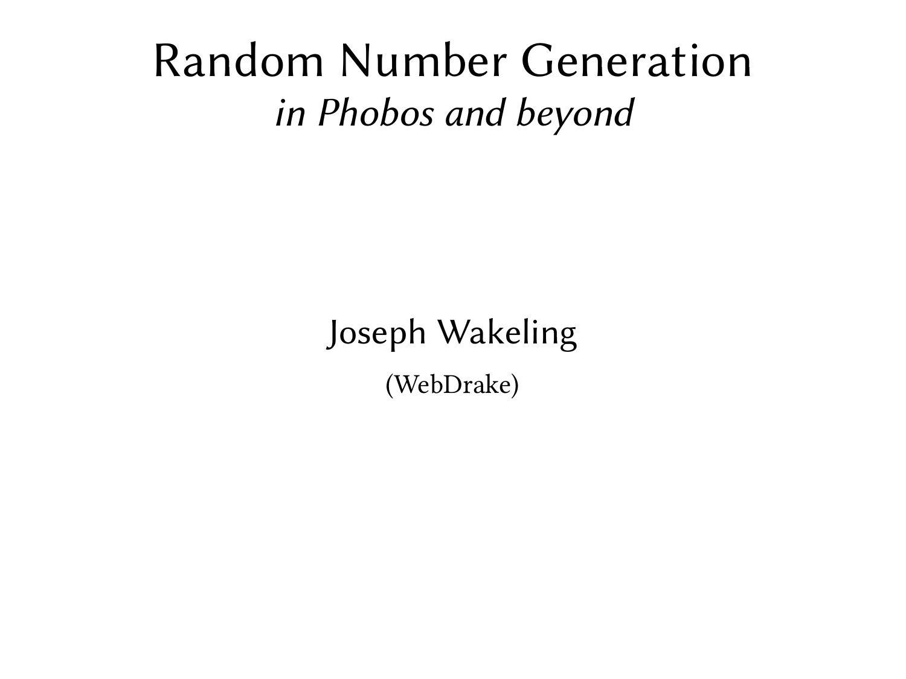# Random Number Generation

*in Phobos and beyond*

Joseph Wakeling

(WebDrake)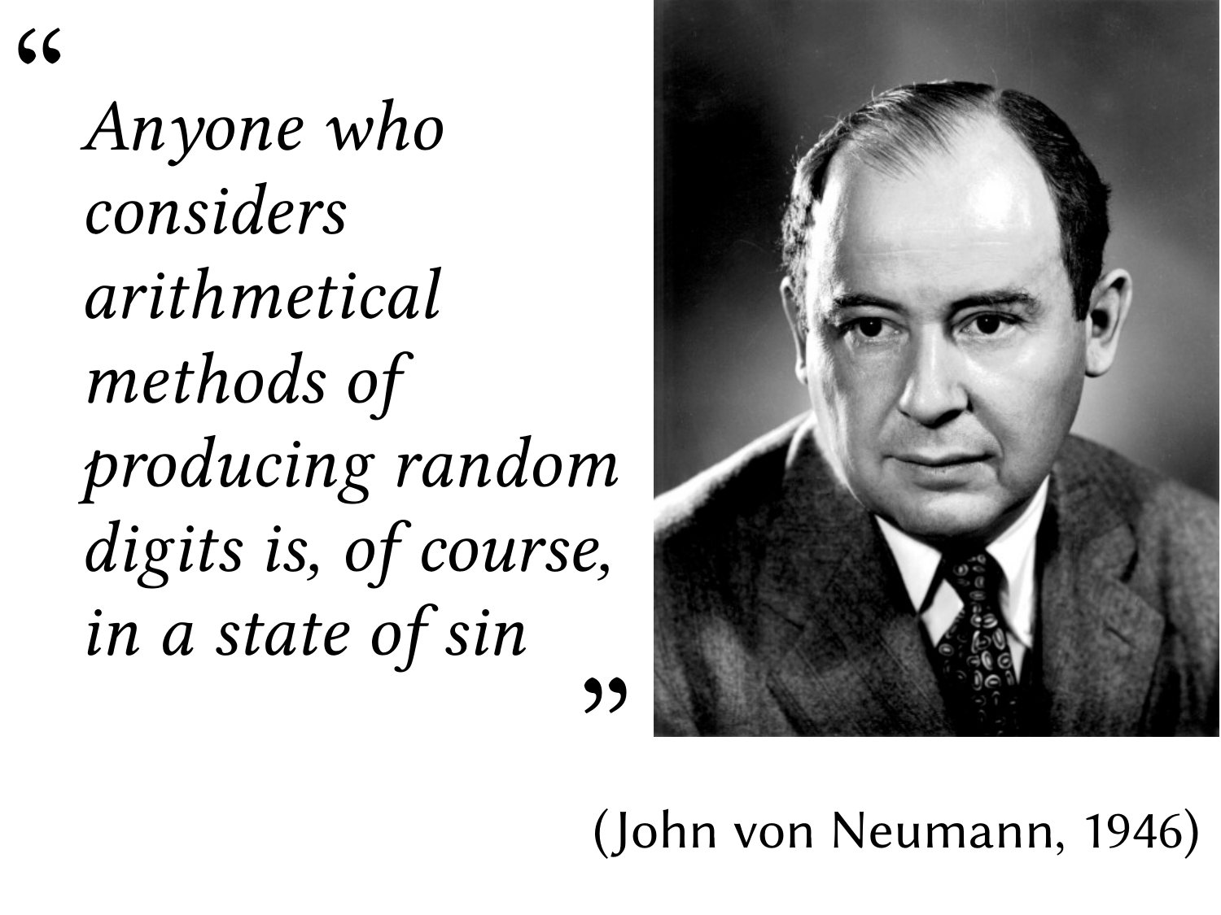> *Anyone who considers arithmetical methods of producing random digits is, of course, in a state of sin*

(John von Neumann, 1946)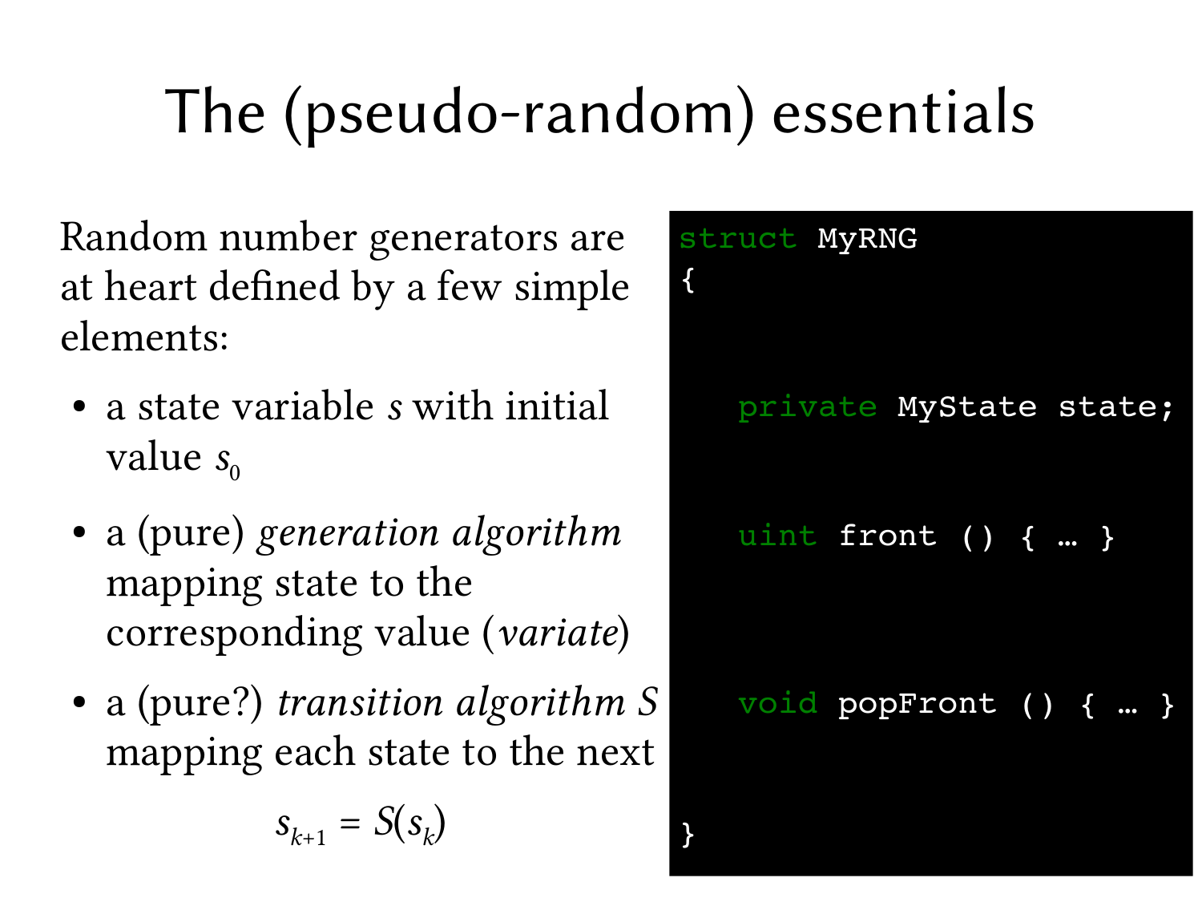# The (pseudo-random) essentials

Random number generators are at heart defined by a few simple elements:

- a state variable $s$ with initial value $s_0$
- a (pure) *generation algorithm* mapping state to the corresponding value (*variate*)
- a (pure?) *transition algorithm* $S$ mapping each state to the next

$$s_{k+1} = S(s_k)$$

```
struct MyRNG
{


    private MyState state;


    uint front () { … }



    void popFront () { … }


}
```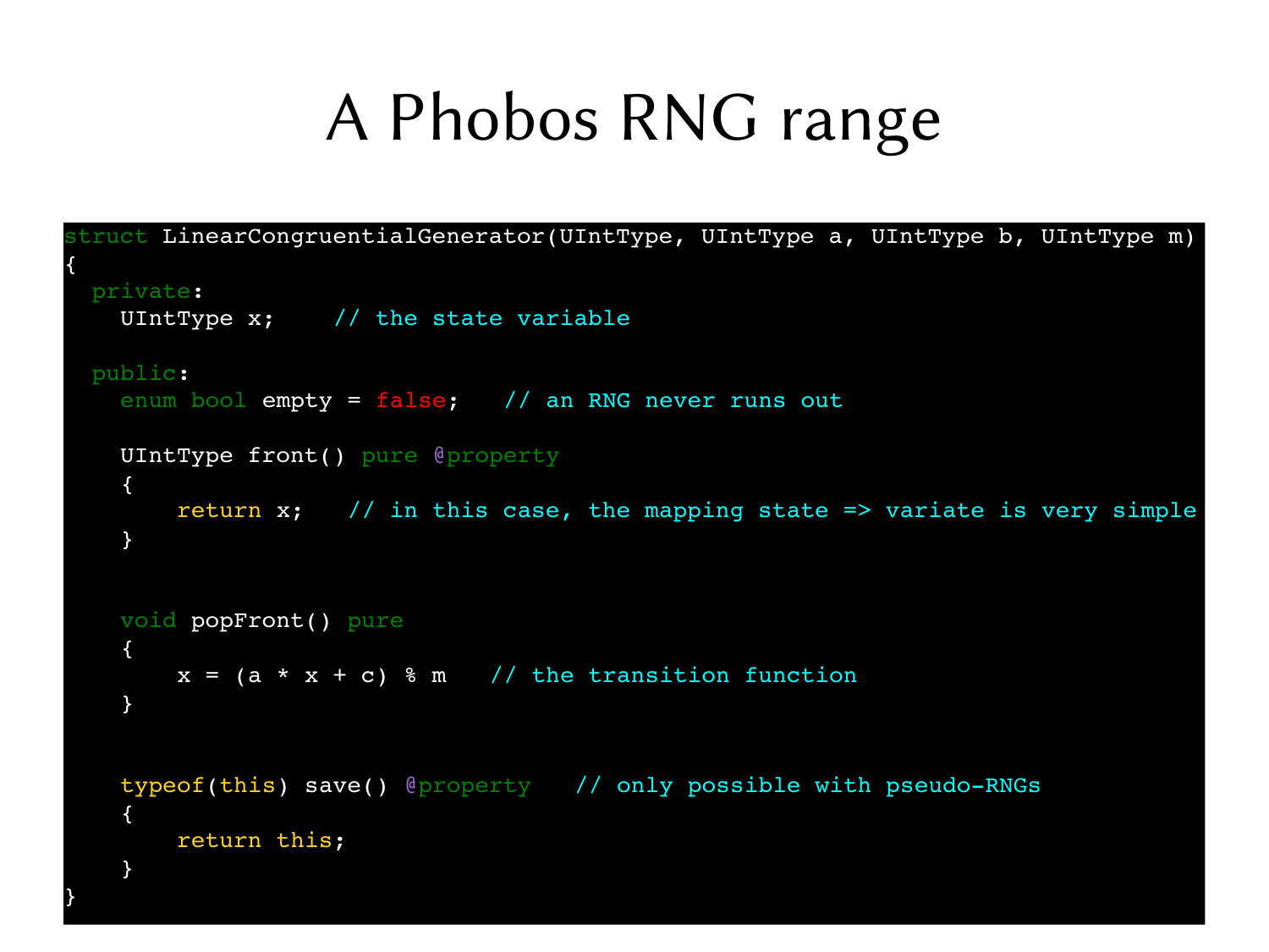# A Phobos RNG range

```
struct LinearCongruentialGenerator(UIntType, UIntType a, UIntType b, UIntType m)
{
  private:
    UIntType x;    // the state variable

  public:
    enum bool empty = false;   // an RNG never runs out

    UIntType front() pure @property
    {
        return x;   // in this case, the mapping state => variate is very simple
    }


    void popFront() pure
    {
        x = (a * x + c) % m   // the transition function
    }


    typeof(this) save() @property   // only possible with pseudo-RNGs
    {
        return this;
    }
}
```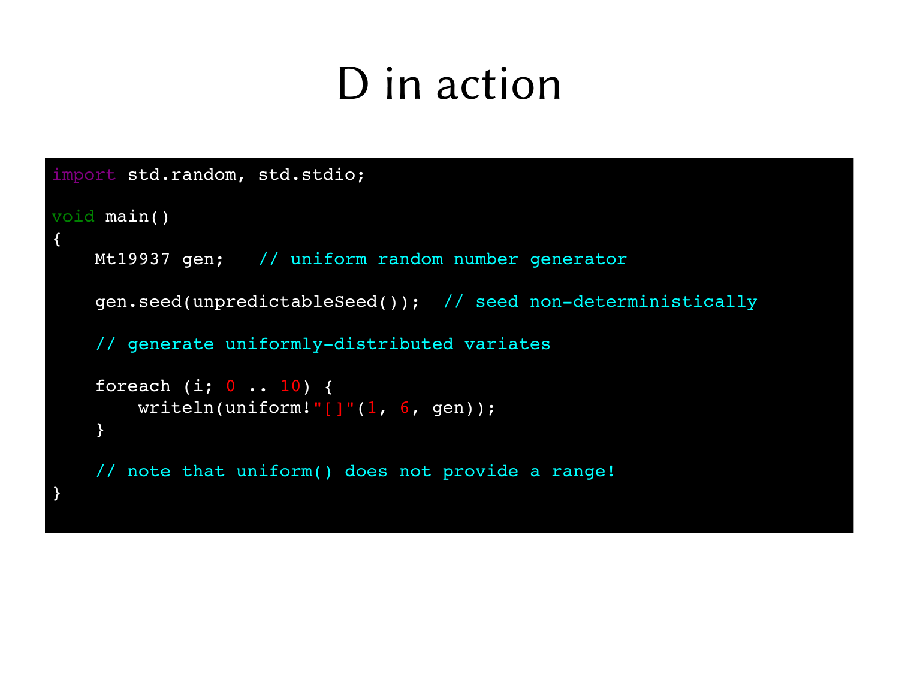# D in action

```
import std.random, std.stdio;

void main()
{
    Mt19937 gen;    // uniform random number generator

    gen.seed(unpredictableSeed());  // seed non-deterministically

    // generate uniformly-distributed variates

    foreach (i; 0 .. 10) {
        writeln(uniform!"[]"(1, 6, gen));
    }

    // note that uniform() does not provide a range!
}
```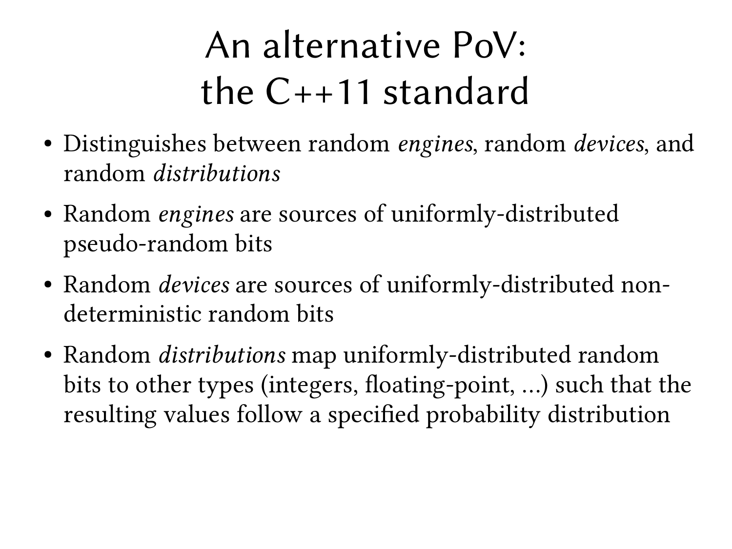# An alternative PoV: the C++11 standard

- Distinguishes between random *engines*, random *devices*, and random *distributions*
- Random *engines* are sources of uniformly-distributed pseudo-random bits
- Random *devices* are sources of uniformly-distributed non-deterministic random bits
- Random *distributions* map uniformly-distributed random bits to other types (integers, floating-point, ...) such that the resulting values follow a specified probability distribution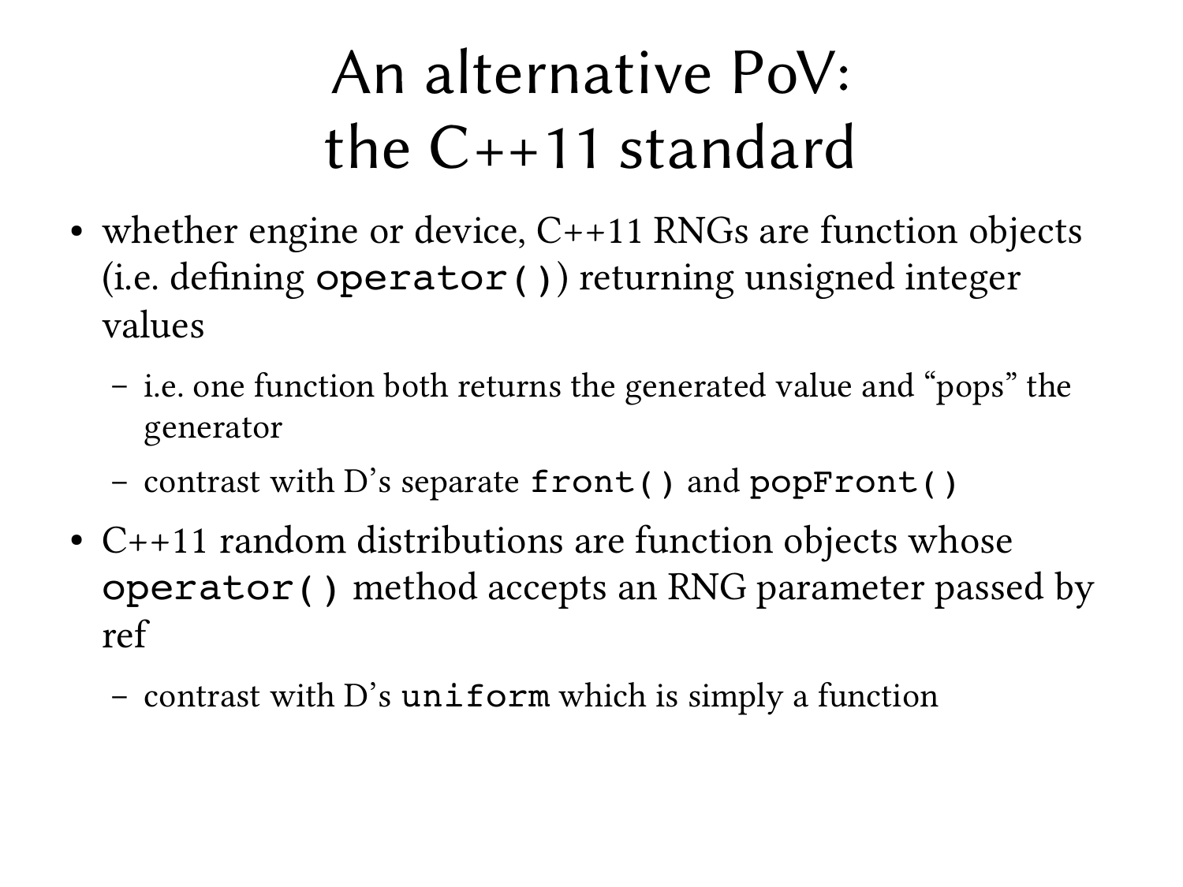# An alternative PoV: the C++11 standard

- whether engine or device, C++11 RNGs are function objects (i.e. defining `operator()`) returning unsigned integer values
  - i.e. one function both returns the generated value and "pops" the generator
  - contrast with D's separate `front()` and `popFront()`
- C++11 random distributions are function objects whose `operator()` method accepts an RNG parameter passed by ref
  - contrast with D's `uniform` which is simply a function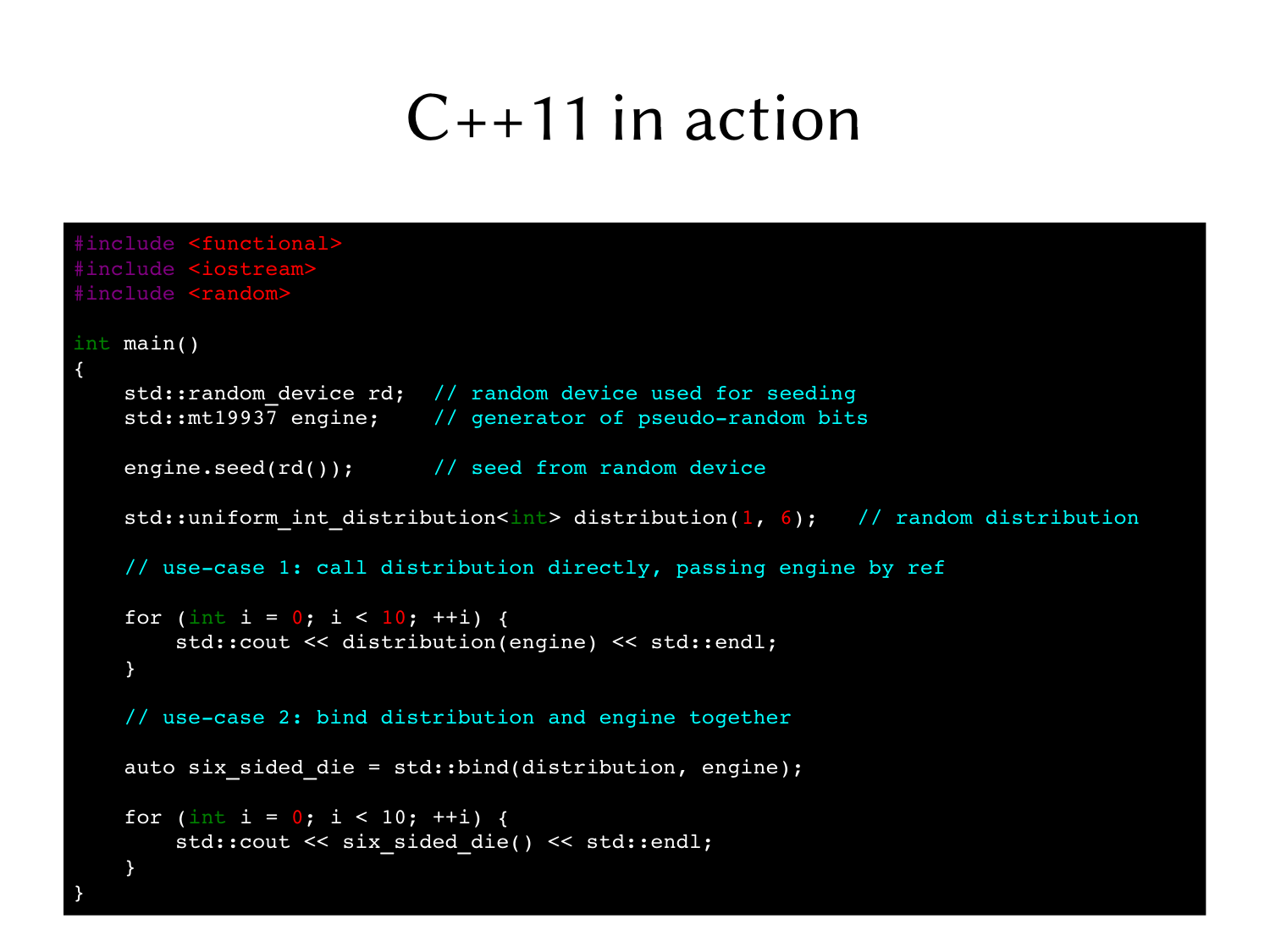# C++11 in action

```
#include <functional>
#include <iostream>
#include <random>

int main()
{
    std::random_device rd;  // random device used for seeding
    std::mt19937 engine;    // generator of pseudo-random bits

    engine.seed(rd());      // seed from random device

    std::uniform_int_distribution<int> distribution(1, 6);   // random distribution

    // use-case 1: call distribution directly, passing engine by ref

    for (int i = 0; i < 10; ++i) {
        std::cout << distribution(engine) << std::endl;
    }

    // use-case 2: bind distribution and engine together

    auto six_sided_die = std::bind(distribution, engine);

    for (int i = 0; i < 10; ++i) {
        std::cout << six_sided_die() << std::endl;
    }
}
```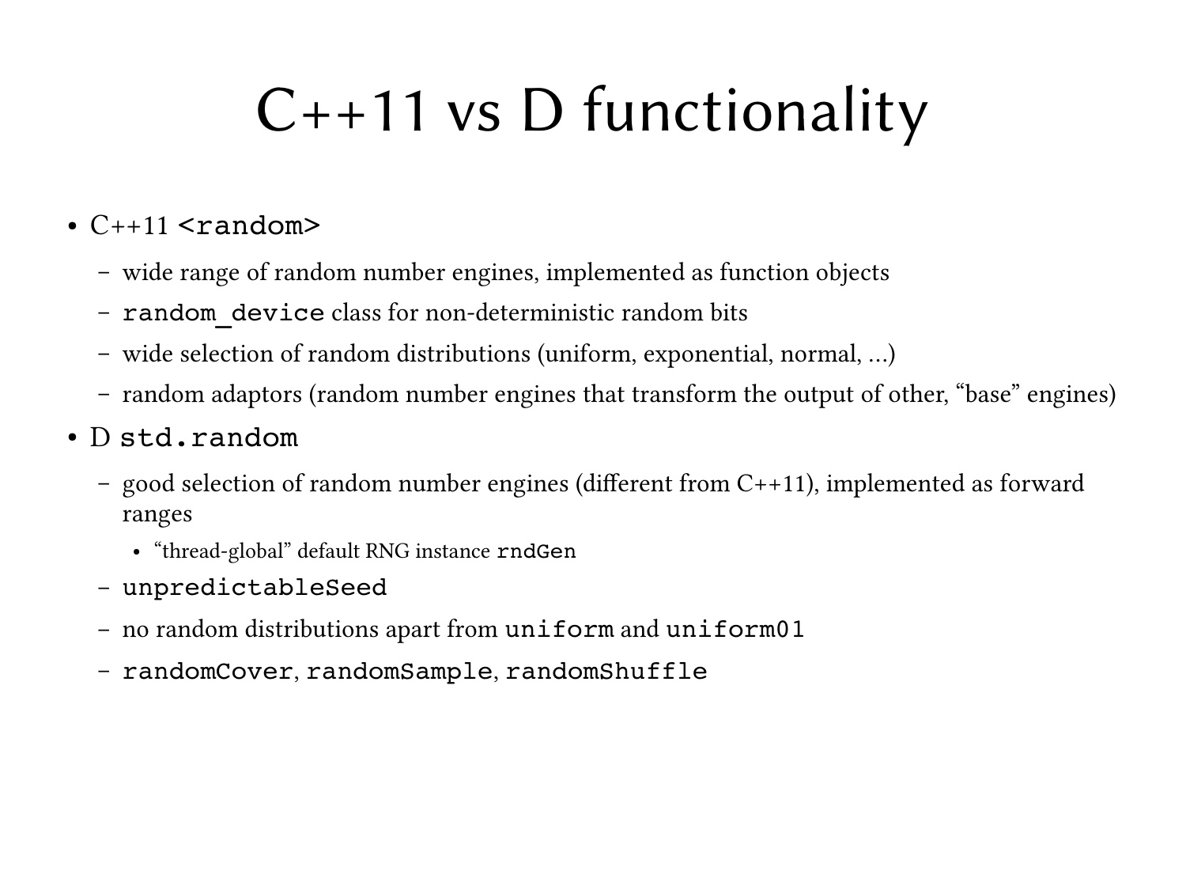# C++11 vs D functionality

- C++11 `<random>`
  - wide range of random number engines, implemented as function objects
  - `random_device` class for non-deterministic random bits
  - wide selection of random distributions (uniform, exponential, normal, ...)
  - random adaptors (random number engines that transform the output of other, "base" engines)
- D `std.random`
  - good selection of random number engines (different from C++11), implemented as forward ranges
    - "thread-global" default RNG instance `rndGen`
  - `unpredictableSeed`
  - no random distributions apart from `uniform` and `uniform01`
  - `randomCover`, `randomSample`, `randomShuffle`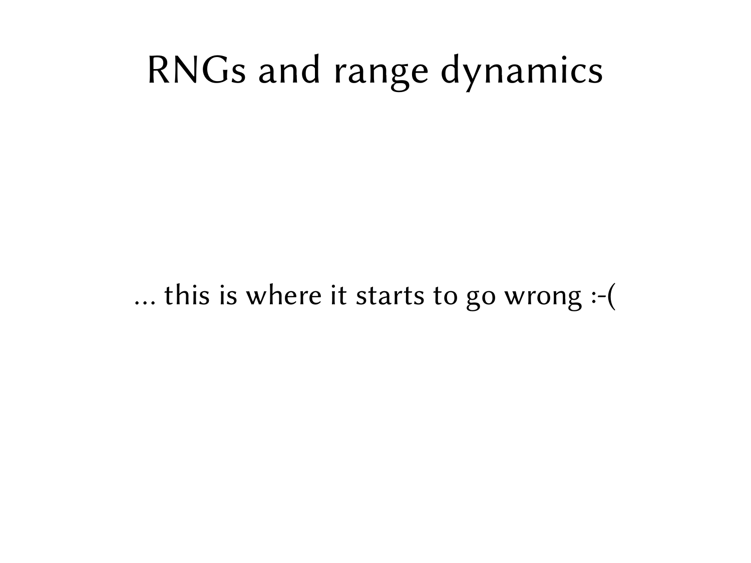# RNGs and range dynamics

... this is where it starts to go wrong :-(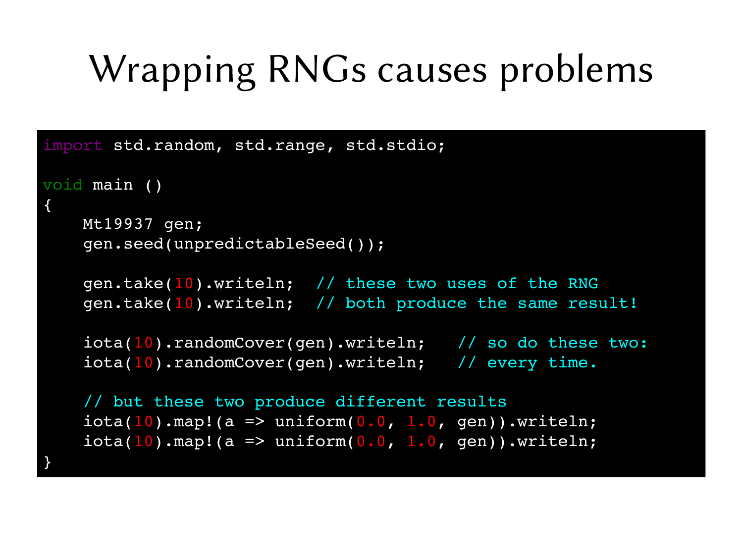# Wrapping RNGs causes problems

```
import std.random, std.range, std.stdio;

void main ()
{
    Mt19937 gen;
    gen.seed(unpredictableSeed());

    gen.take(10).writeln;  // these two uses of the RNG
    gen.take(10).writeln;  // both produce the same result!

    iota(10).randomCover(gen).writeln;   // so do these two:
    iota(10).randomCover(gen).writeln;   // every time.

    // but these two produce different results
    iota(10).map!(a => uniform(0.0, 1.0, gen)).writeln;
    iota(10).map!(a => uniform(0.0, 1.0, gen)).writeln;
}
```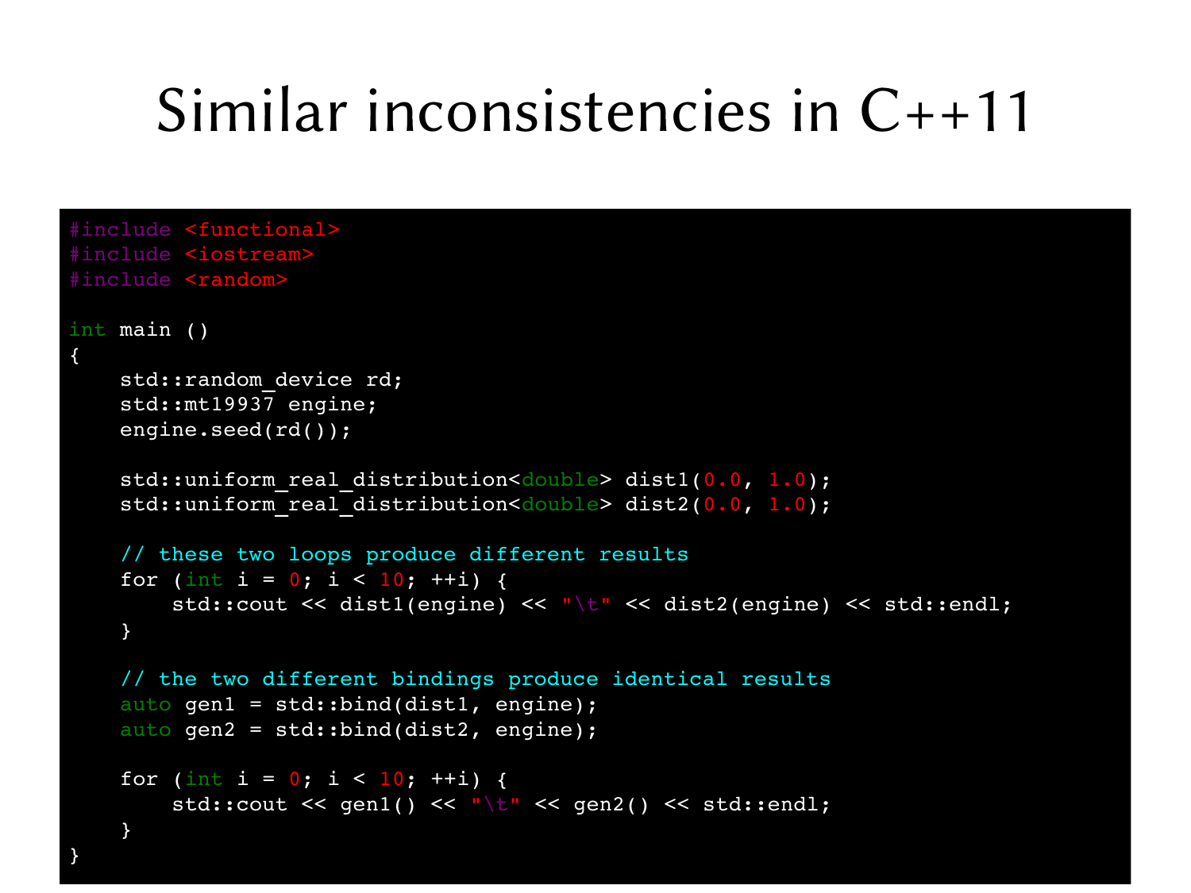# Similar inconsistencies in C++11

```cpp
#include <functional>
#include <iostream>
#include <random>

int main ()
{
    std::random_device rd;
    std::mt19937 engine;
    engine.seed(rd());

    std::uniform_real_distribution<double> dist1(0.0, 1.0);
    std::uniform_real_distribution<double> dist2(0.0, 1.0);

    // these two loops produce different results
    for (int i = 0; i < 10; ++i) {
        std::cout << dist1(engine) << "\t" << dist2(engine) << std::endl;
    }

    // the two different bindings produce identical results
    auto gen1 = std::bind(dist1, engine);
    auto gen2 = std::bind(dist2, engine);

    for (int i = 0; i < 10; ++i) {
        std::cout << gen1() << "\t" << gen2() << std::endl;
    }
}
```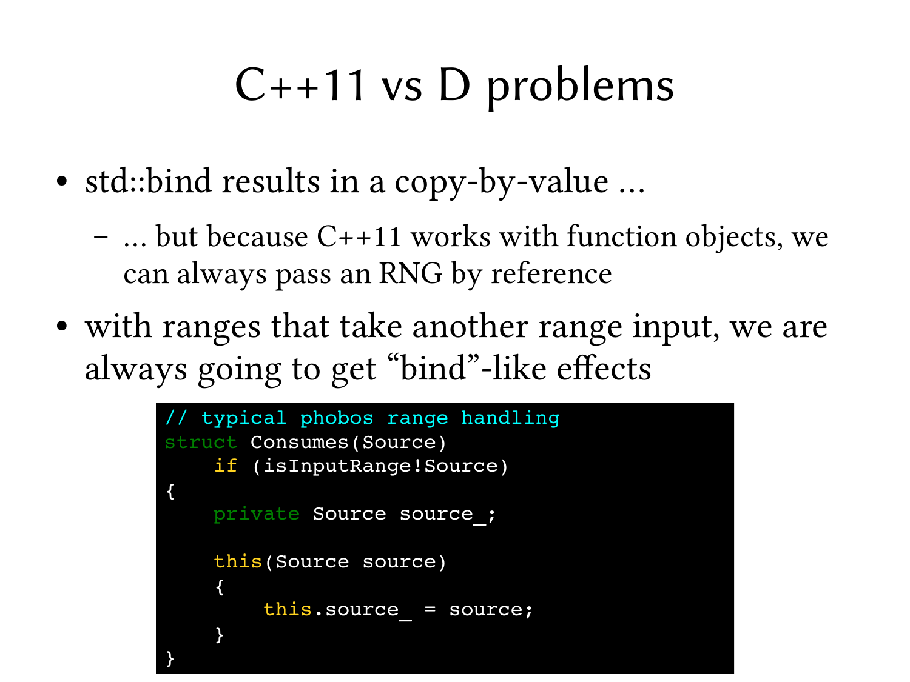# C++11 vs D problems

- std::bind results in a copy-by-value …
  - … but because C++11 works with function objects, we can always pass an RNG by reference
- with ranges that take another range input, we are always going to get “bind”-like effects

```
// typical phobos range handling
struct Consumes(Source)
    if (isInputRange!Source)
{
    private Source source_;

    this(Source source)
    {
        this.source_ = source;
    }
}
```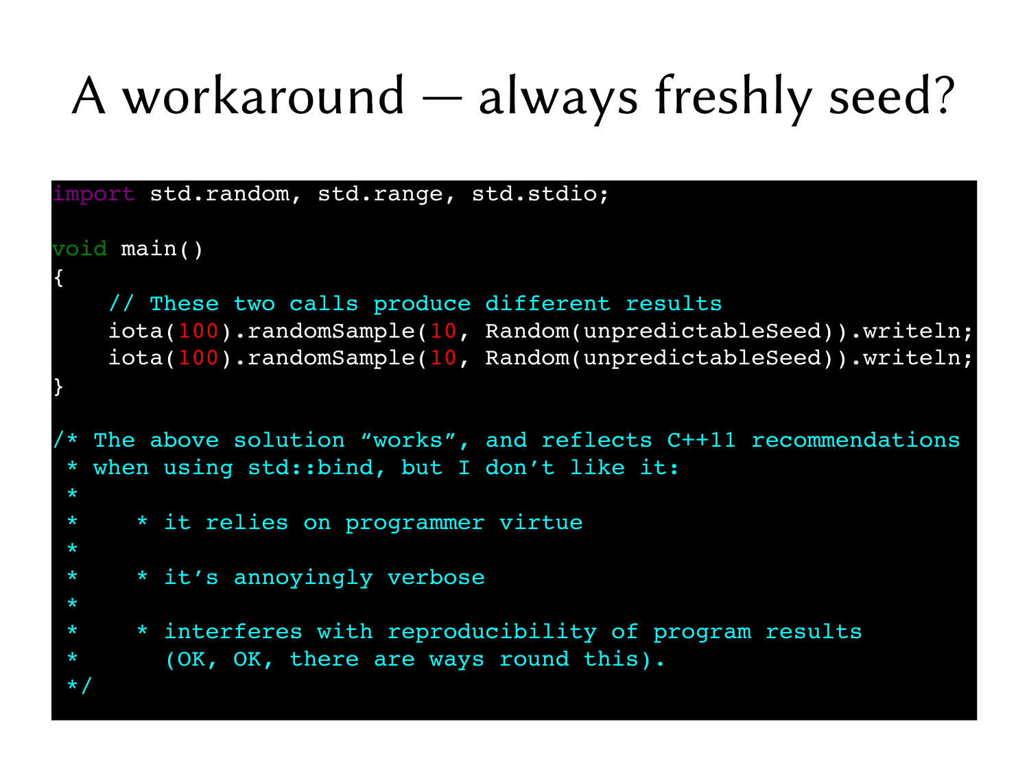# A workaround — always freshly seed?

```
import std.random, std.range, std.stdio;

void main()
{
    // These two calls produce different results
    iota(100).randomSample(10, Random(unpredictableSeed)).writeln;
    iota(100).randomSample(10, Random(unpredictableSeed)).writeln;
}

/* The above solution “works”, and reflects C++11 recommendations
 * when using std::bind, but I don’t like it:
 *
 *    * it relies on programmer virtue
 *
 *    * it’s annoyingly verbose
 *
 *    * interferes with reproducibility of program results
 *      (OK, OK, there are ways round this).
 */
```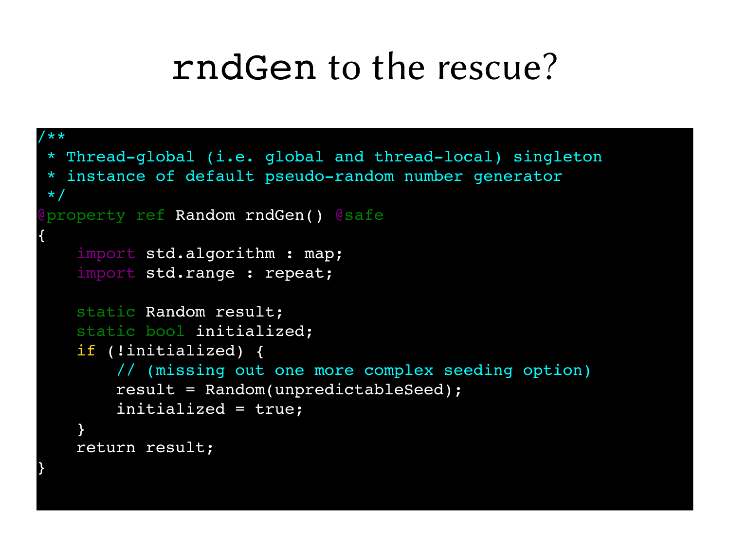# rndGen to the rescue?

```
/**
 * Thread-global (i.e. global and thread-local) singleton
 * instance of default pseudo-random number generator
 */
@property ref Random rndGen() @safe
{
    import std.algorithm : map;
    import std.range : repeat;

    static Random result;
    static bool initialized;
    if (!initialized) {
        // (missing out one more complex seeding option)
        result = Random(unpredictableSeed);
        initialized = true;
    }
    return result;
}
```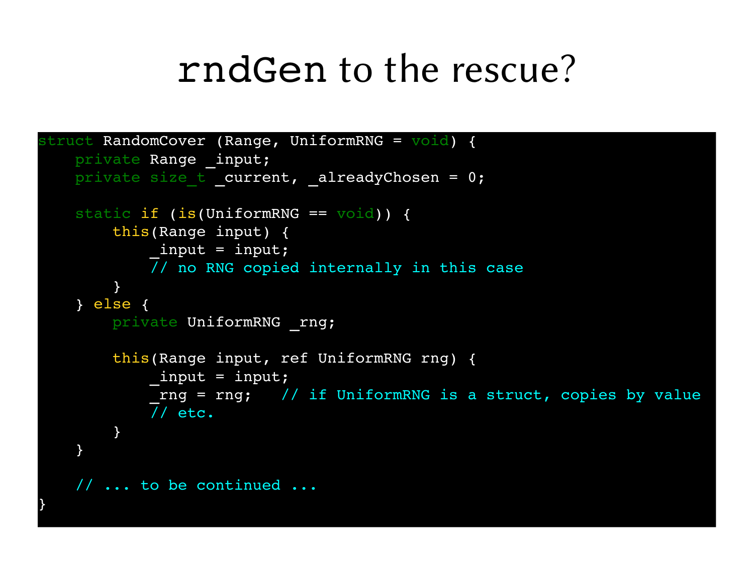# `rndGen` to the rescue?

```
struct RandomCover (Range, UniformRNG = void) {
    private Range _input;
    private size_t _current, _alreadyChosen = 0;

    static if (is(UniformRNG == void)) {
        this(Range input) {
            _input = input;
            // no RNG copied internally in this case
        }
    } else {
        private UniformRNG _rng;

        this(Range input, ref UniformRNG rng) {
            _input = input;
            _rng = rng;   // if UniformRNG is a struct, copies by value
            // etc.
        }
    }

    // ... to be continued ...
}
```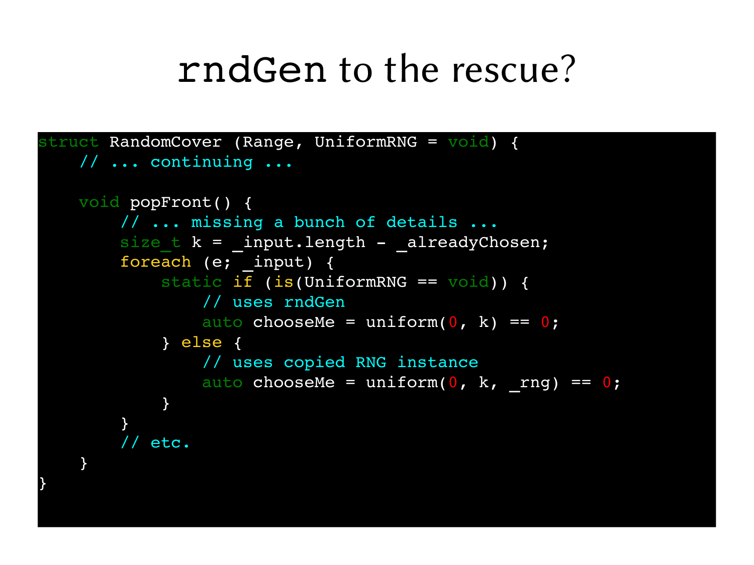# `rndGen` to the rescue?

```
struct RandomCover (Range, UniformRNG = void) {
    // ... continuing ...

    void popFront() {
        // ... missing a bunch of details ...
        size_t k = _input.length - _alreadyChosen;
        foreach (e; _input) {
            static if (is(UniformRNG == void)) {
                // uses rndGen
                auto chooseMe = uniform(0, k) == 0;
            } else {
                // uses copied RNG instance
                auto chooseMe = uniform(0, k, _rng) == 0;
            }
        }
        // etc.
    }
}
```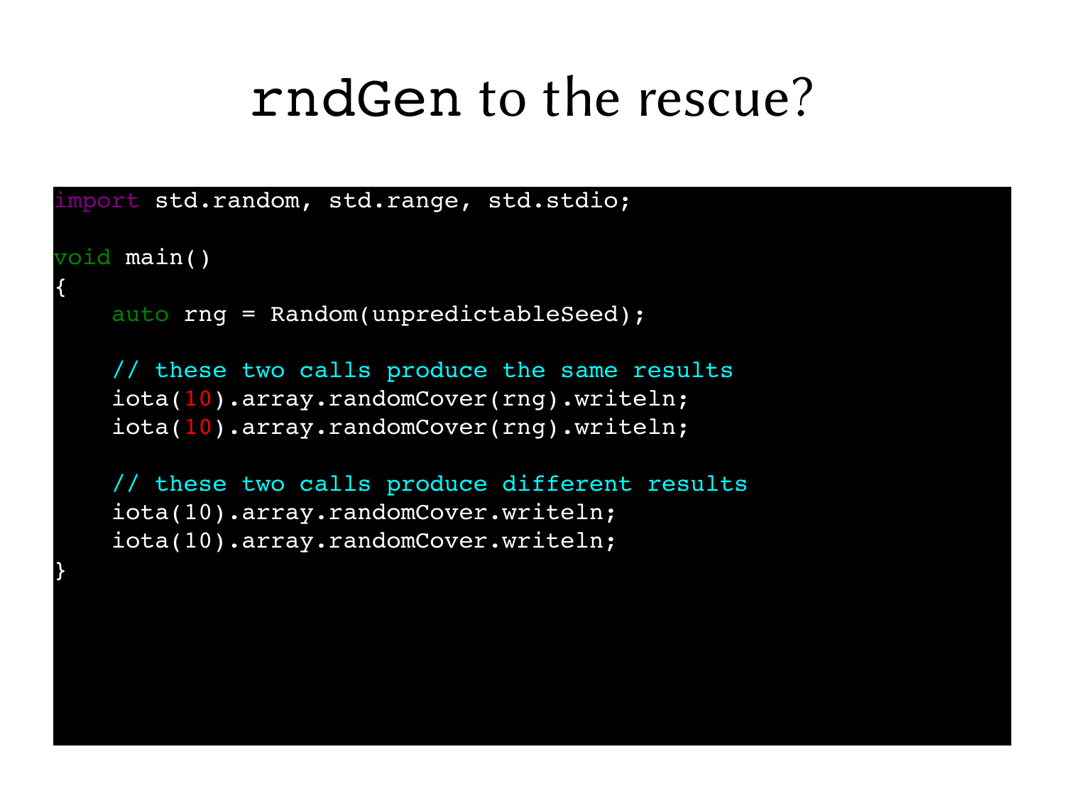# `rndGen` to the rescue?

```
import std.random, std.range, std.stdio;

void main()
{
    auto rng = Random(unpredictableSeed);

    // these two calls produce the same results
    iota(10).array.randomCover(rng).writeln;
    iota(10).array.randomCover(rng).writeln;

    // these two calls produce different results
    iota(10).array.randomCover.writeln;
    iota(10).array.randomCover.writeln;
}
```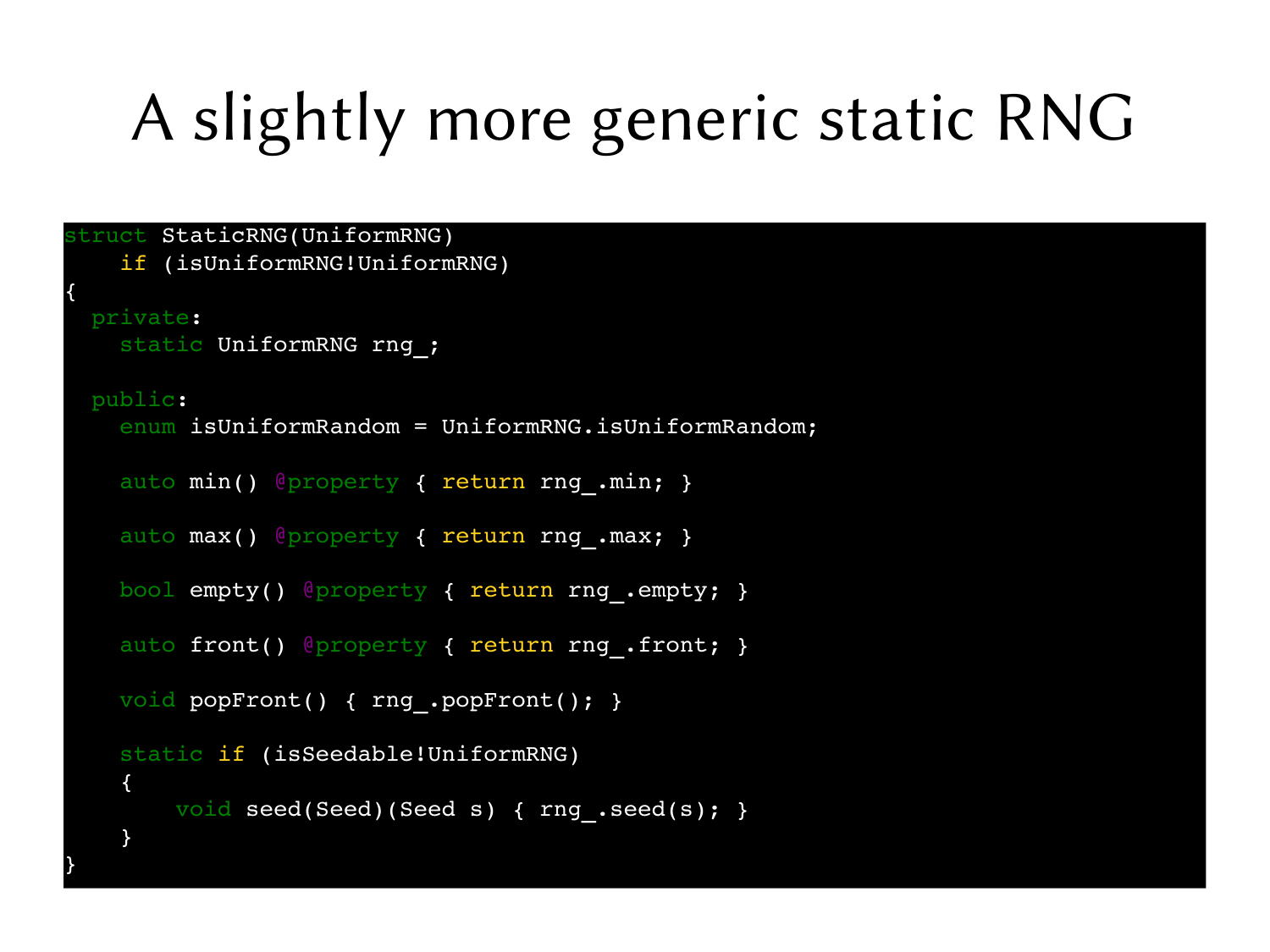# A slightly more generic static RNG

```
struct StaticRNG(UniformRNG)
    if (isUniformRNG!UniformRNG)
{
  private:
    static UniformRNG rng_;

  public:
    enum isUniformRandom = UniformRNG.isUniformRandom;

    auto min() @property { return rng_.min; }

    auto max() @property { return rng_.max; }

    bool empty() @property { return rng_.empty; }

    auto front() @property { return rng_.front; }

    void popFront() { rng_.popFront(); }

    static if (isSeedable!UniformRNG)
    {
        void seed(Seed)(Seed s) { rng_.seed(s); }
    }
}
```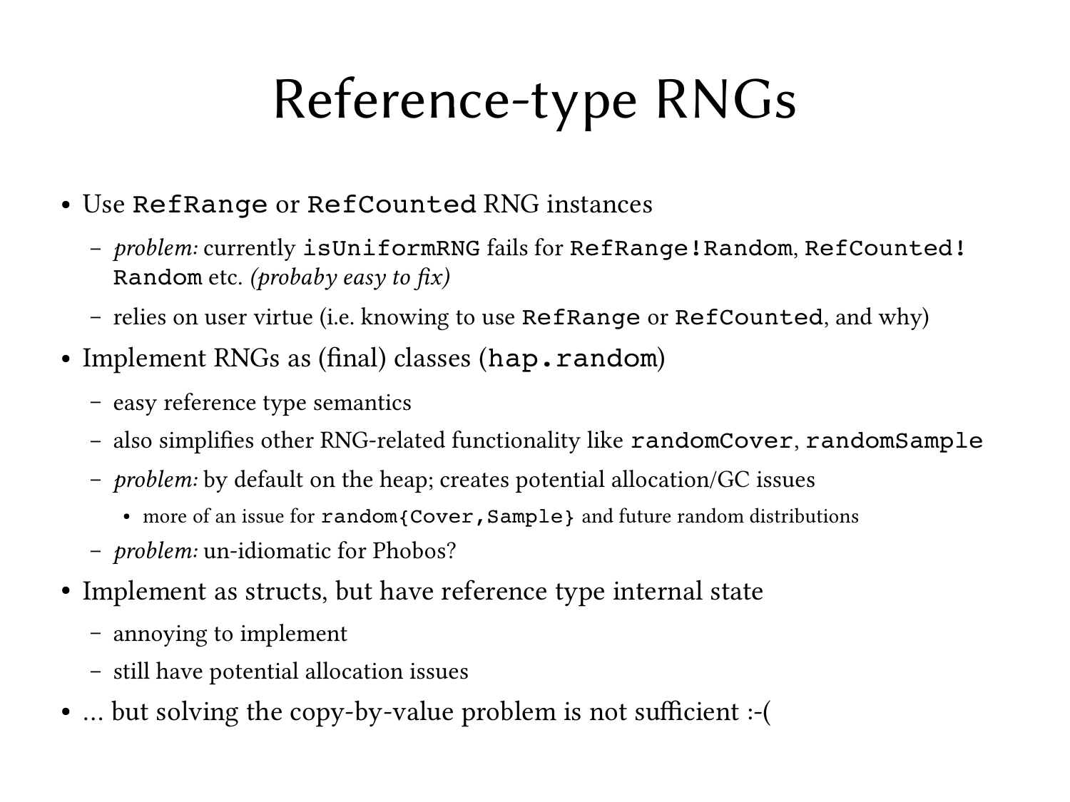# Reference-type RNGs

- Use `RefRange` or `RefCounted` RNG instances
  - *problem:* currently `isUniformRNG` fails for `RefRange!Random`, `RefCounted!Random` etc. *(probaby easy to fix)*
  - relies on user virtue (i.e. knowing to use `RefRange` or `RefCounted`, and why)
- Implement RNGs as (final) classes (`hap.random`)
  - easy reference type semantics
  - also simplifies other RNG-related functionality like `randomCover`, `randomSample`
  - *problem:* by default on the heap; creates potential allocation/GC issues
    - more of an issue for `random{Cover,Sample}` and future random distributions
  - *problem:* un-idiomatic for Phobos?
- Implement as structs, but have reference type internal state
  - annoying to implement
  - still have potential allocation issues
- ... but solving the copy-by-value problem is not sufficient :-(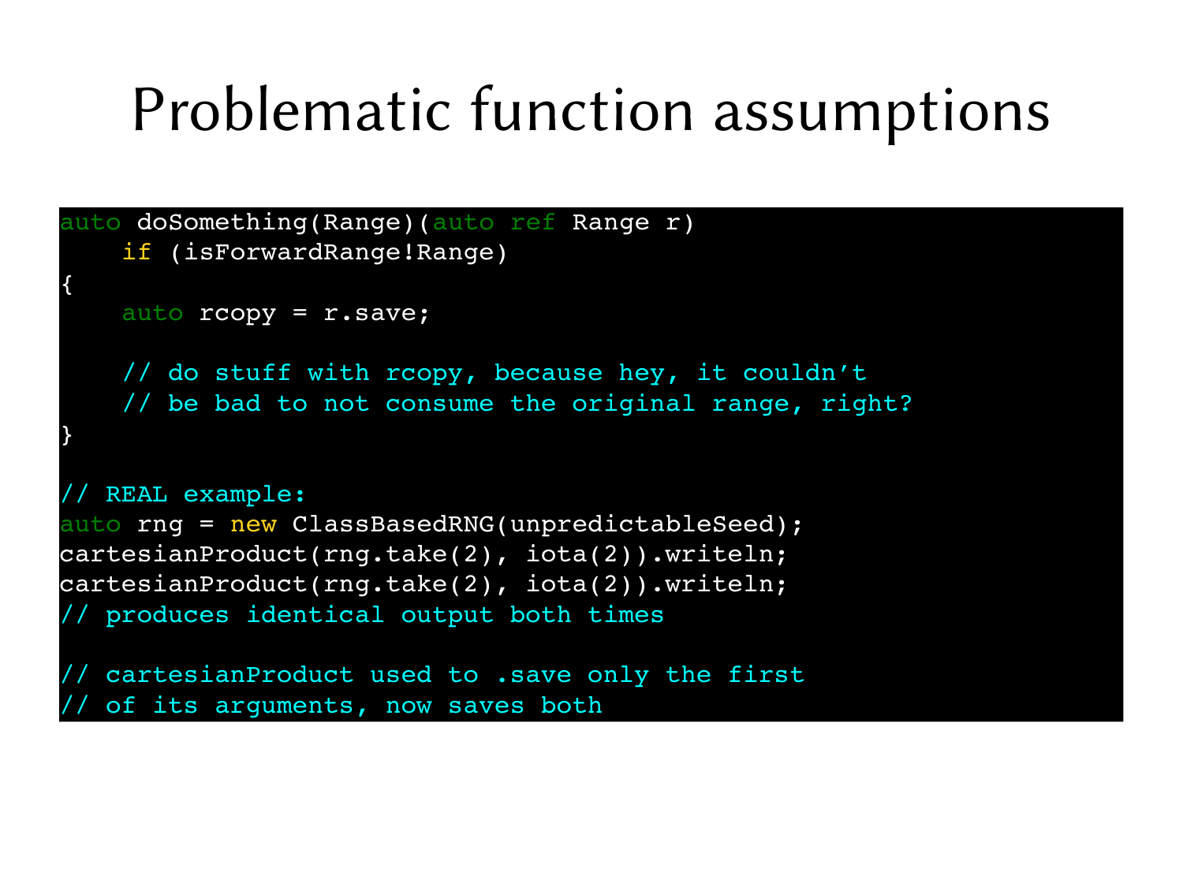# Problematic function assumptions

```
auto doSomething(Range)(auto ref Range r)
    if (isForwardRange!Range)
{
    auto rcopy = r.save;

    // do stuff with rcopy, because hey, it couldn’t
    // be bad to not consume the original range, right?
}

// REAL example:
auto rng = new ClassBasedRNG(unpredictableSeed);
cartesianProduct(rng.take(2), iota(2)).writeln;
cartesianProduct(rng.take(2), iota(2)).writeln;
// produces identical output both times

// cartesianProduct used to .save only the first
// of its arguments, now saves both
```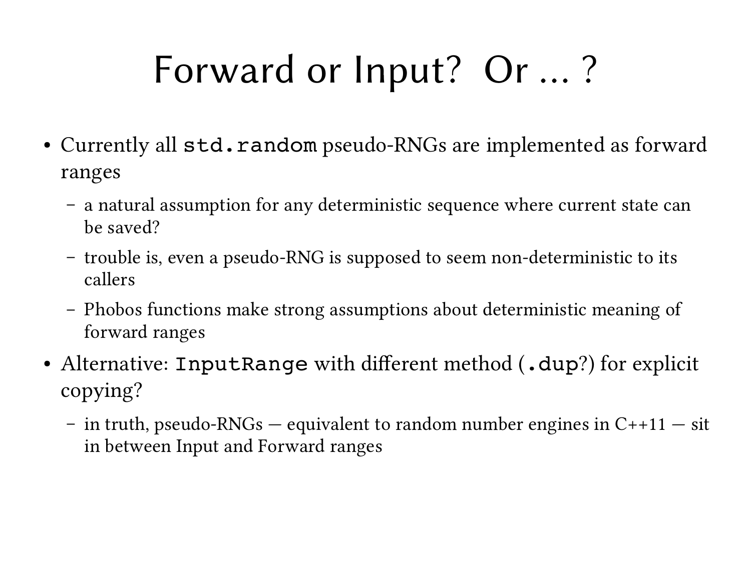# Forward or Input? Or ... ?

- Currently all `std.random` pseudo-RNGs are implemented as forward ranges
  - a natural assumption for any deterministic sequence where current state can be saved?
  - trouble is, even a pseudo-RNG is supposed to seem non-deterministic to its callers
  - Phobos functions make strong assumptions about deterministic meaning of forward ranges
- Alternative: `InputRange` with different method (`.dup`?) for explicit copying?
  - in truth, pseudo-RNGs — equivalent to random number engines in C++11 — sit in between Input and Forward ranges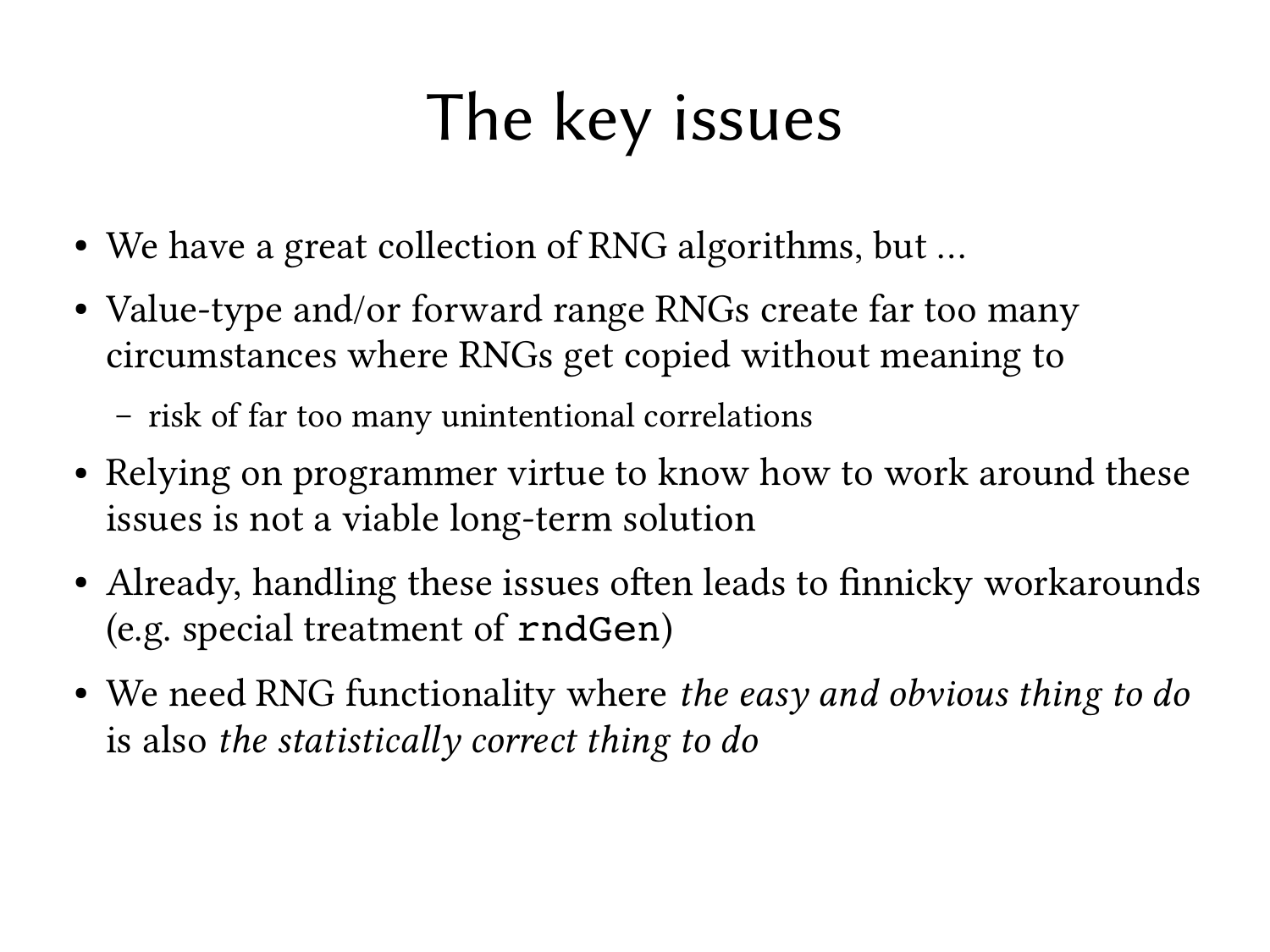# The key issues

- We have a great collection of RNG algorithms, but …
- Value-type and/or forward range RNGs create far too many circumstances where RNGs get copied without meaning to
  - risk of far too many unintentional correlations
- Relying on programmer virtue to know how to work around these issues is not a viable long-term solution
- Already, handling these issues often leads to finnicky workarounds (e.g. special treatment of `rndGen`)
- We need RNG functionality where *the easy and obvious thing to do* is also *the statistically correct thing to do*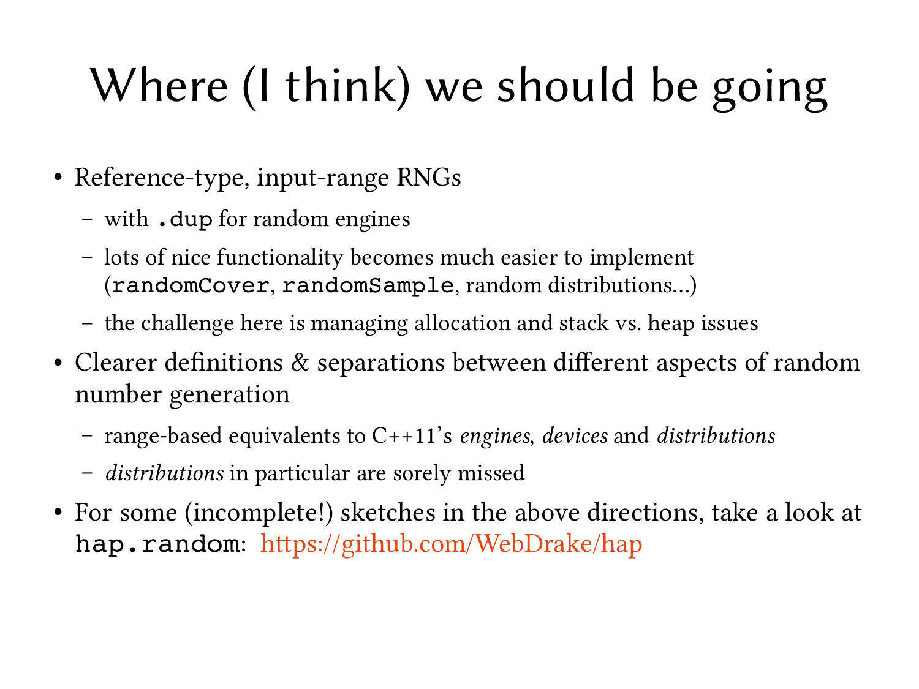# Where (I think) we should be going

- Reference-type, input-range RNGs
  - with `.dup` for random engines
  - lots of nice functionality becomes much easier to implement (`randomCover`, `randomSample`, random distributions...)
  - the challenge here is managing allocation and stack vs. heap issues
- Clearer definitions & separations between different aspects of random number generation
  - range-based equivalents to C++11's *engines*, *devices* and *distributions*
  - *distributions* in particular are sorely missed
- For some (incomplete!) sketches in the above directions, take a look at `hap.random`: https://github.com/WebDrake/hap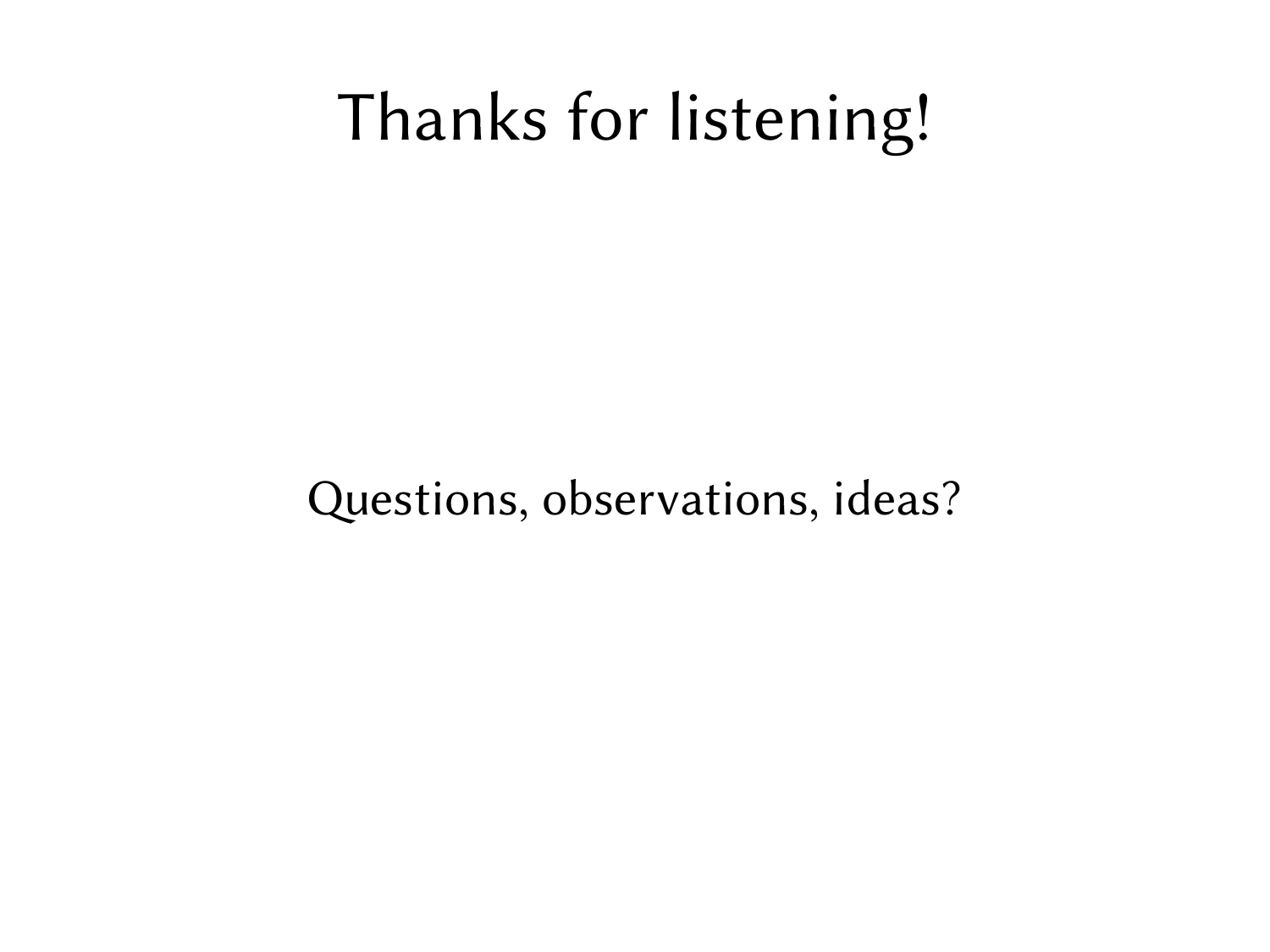# Thanks for listening!

Questions, observations, ideas?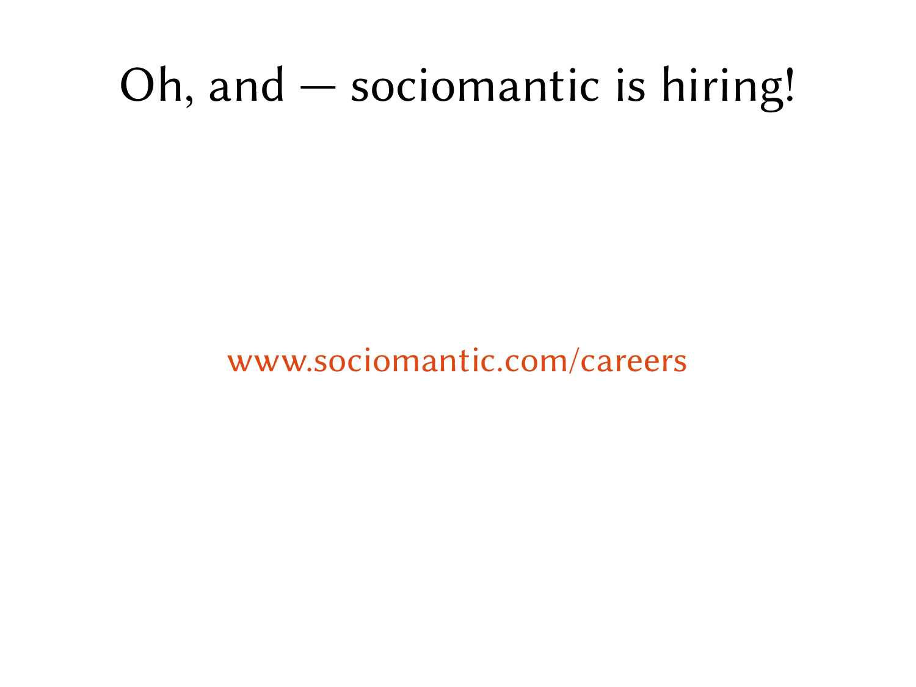# Oh, and — sociomantic is hiring!

www.sociomantic.com/careers